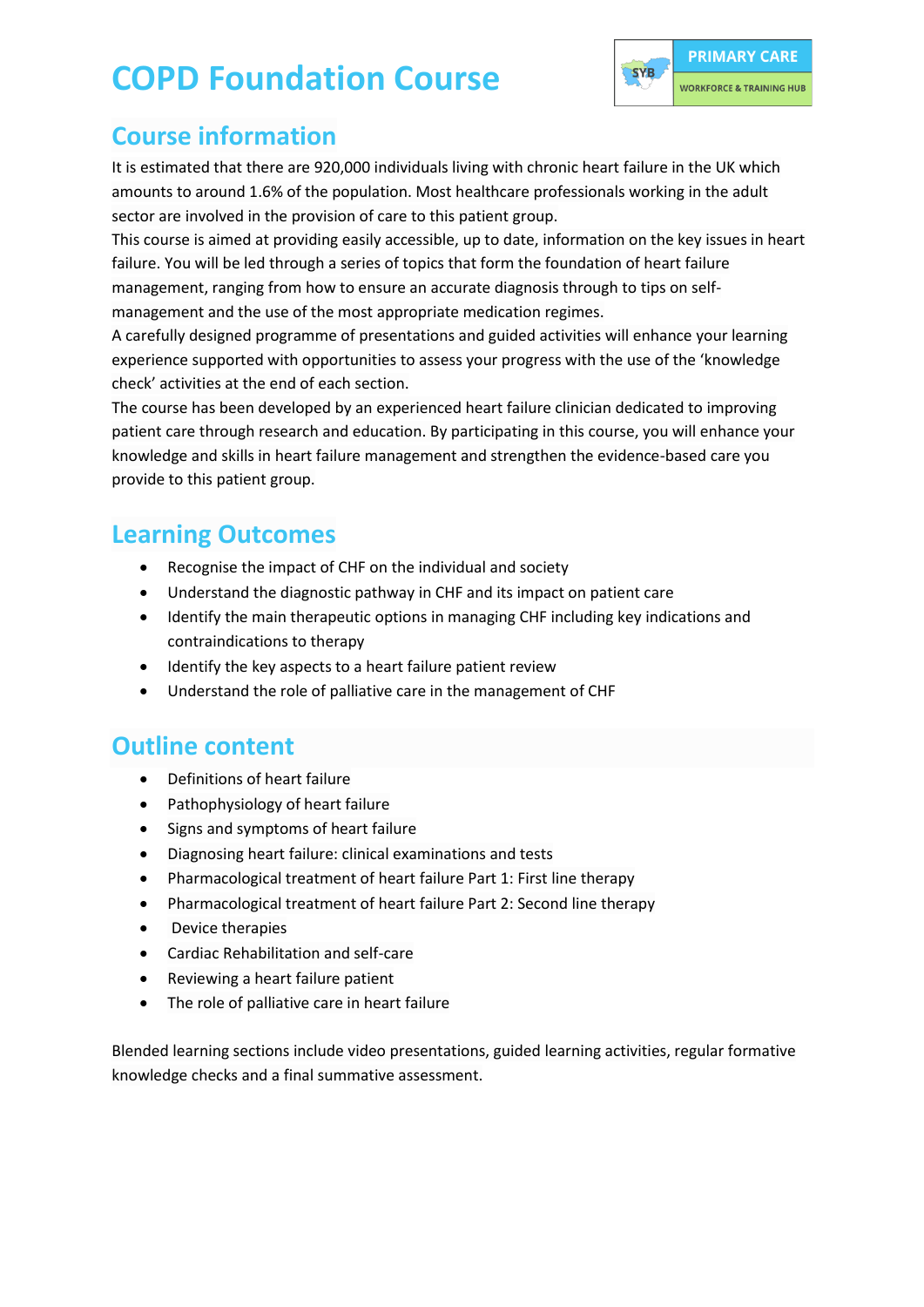# COPD Foundation Course

## Course information

It is estimated that there are 920,000 individuals living with chronic heart failure in the UK which amounts to around 1.6% of the population. Most healthcare professionals working in the adult sector are involved in the provision of care to this patient group.

This course is aimed at providing easily accessible, up to date, information on the key issues in heart failure. You will be led through a series of topics that form the foundation of heart failure management, ranging from how to ensure an accurate diagnosis through to tips on self-management and the use of the most appropriate medication regimes.

A carefully designed programme of presentations and guided activities will enhance your learning experience supported with opportunities to assess your progress with the use of the 'knowledge check' activities at the end of each section.

The course has been developed by an experienced heart failure clinician dedicated to improving patient care through research and education. By participating in this course, you will enhance your knowledge and skills in heart failure management and strengthen the evidence-based care you provide to this patient group.

## Learning Outcomes

- Recognise the impact of CHF on the individual and society
- Understand the diagnostic pathway in CHF and its impact on patient care
- Identify the main therapeutic options in managing CHF including key indications and contraindications to therapy
- Identify the key aspects to a heart failure patient review
- Understand the role of palliative care in the management of CHF

## Outline content

- Definitions of heart failure
- Pathophysiology of heart failure
- Signs and symptoms of heart failure
- Diagnosing heart failure: clinical examinations and tests
- Pharmacological treatment of heart failure Part 1: First line therapy
- Pharmacological treatment of heart failure Part 2: Second line therapy
- Device therapies
- Cardiac Rehabilitation and self-care
- Reviewing a heart failure patient
- The role of palliative care in heart failure

Blended learning sections include video presentations, guided learning activities, regular formative knowledge checks and a final summative assessment.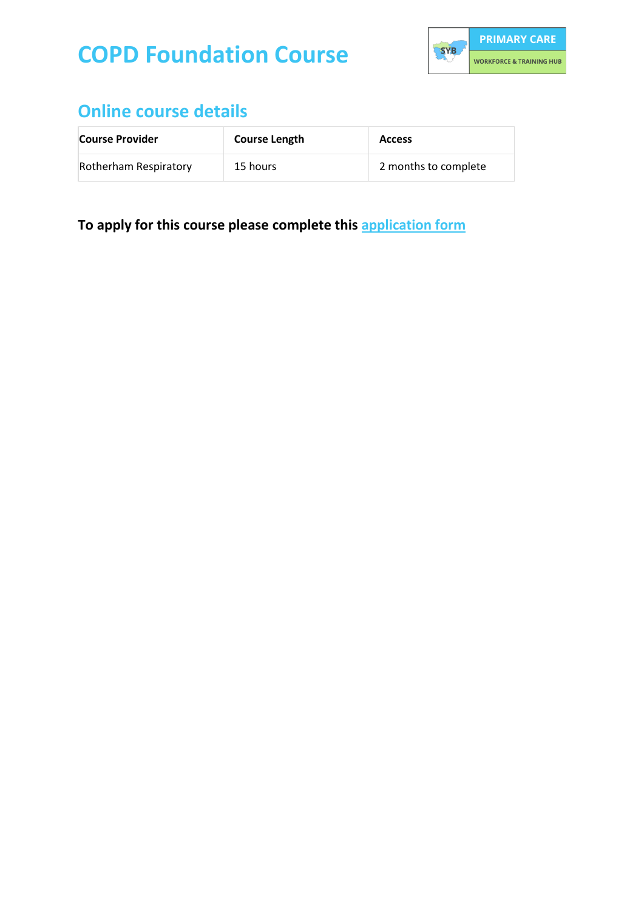# COPD Foundation Course

## Online course details

| Course Provider | Course Length | Access |
|---|---|---|
| Rotherham Respiratory | 15 hours | 2 months to complete |

**To apply for this course please complete this application form**